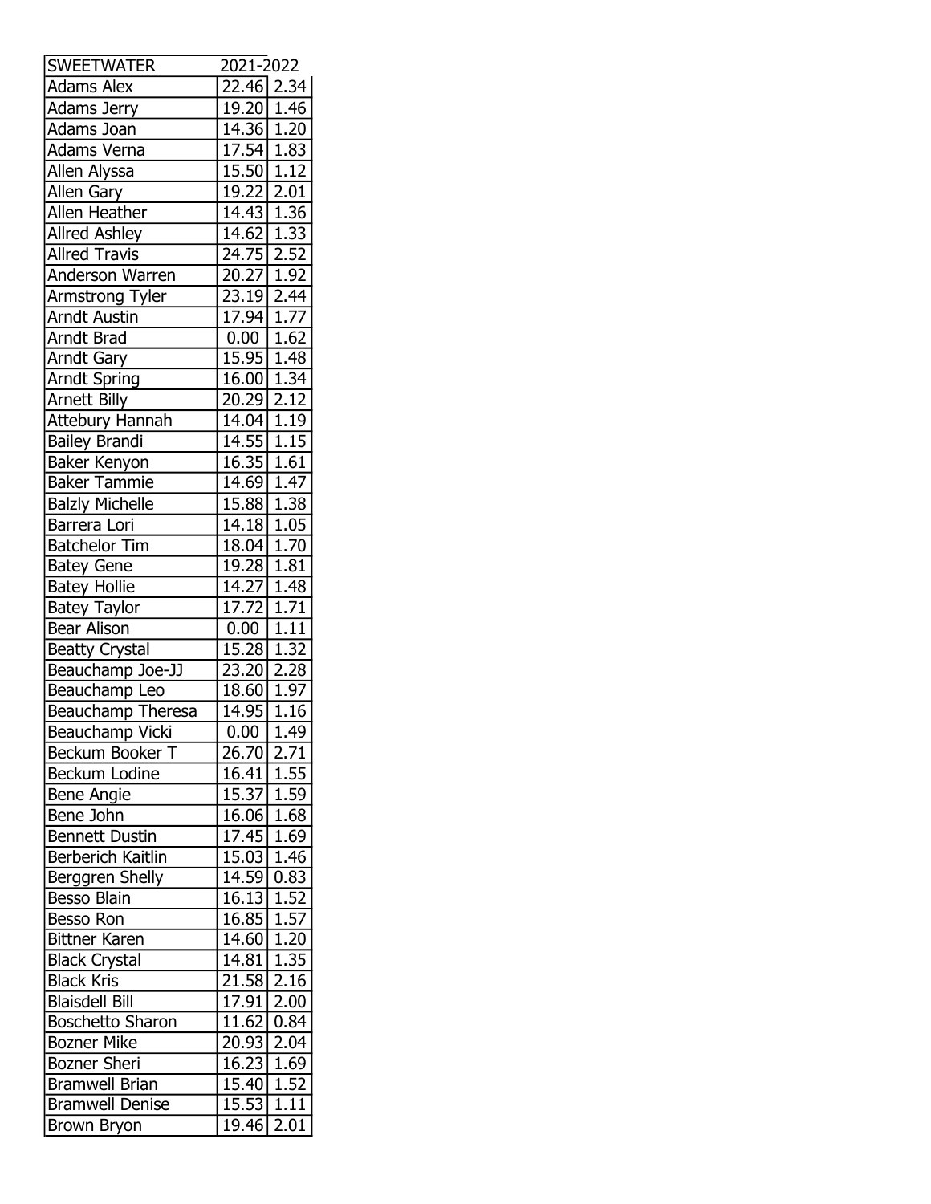| SWEETWATER | 2021-2022 | |
|---|---|---|
| Adams Alex | 22.46 | 2.34 |
| Adams Jerry | 19.20 | 1.46 |
| Adams Joan | 14.36 | 1.20 |
| Adams Verna | 17.54 | 1.83 |
| Allen Alyssa | 15.50 | 1.12 |
| Allen Gary | 19.22 | 2.01 |
| Allen Heather | 14.43 | 1.36 |
| Allred Ashley | 14.62 | 1.33 |
| Allred Travis | 24.75 | 2.52 |
| Anderson Warren | 20.27 | 1.92 |
| Armstrong Tyler | 23.19 | 2.44 |
| Arndt Austin | 17.94 | 1.77 |
| Arndt Brad | 0.00 | 1.62 |
| Arndt Gary | 15.95 | 1.48 |
| Arndt Spring | 16.00 | 1.34 |
| Arnett Billy | 20.29 | 2.12 |
| Attebury Hannah | 14.04 | 1.19 |
| Bailey Brandi | 14.55 | 1.15 |
| Baker Kenyon | 16.35 | 1.61 |
| Baker Tammie | 14.69 | 1.47 |
| Balzly Michelle | 15.88 | 1.38 |
| Barrera Lori | 14.18 | 1.05 |
| Batchelor Tim | 18.04 | 1.70 |
| Batey Gene | 19.28 | 1.81 |
| Batey Hollie | 14.27 | 1.48 |
| Batey Taylor | 17.72 | 1.71 |
| Bear Alison | 0.00 | 1.11 |
| Beatty Crystal | 15.28 | 1.32 |
| Beauchamp Joe-JJ | 23.20 | 2.28 |
| Beauchamp Leo | 18.60 | 1.97 |
| Beauchamp Theresa | 14.95 | 1.16 |
| Beauchamp Vicki | 0.00 | 1.49 |
| Beckum Booker T | 26.70 | 2.71 |
| Beckum Lodine | 16.41 | 1.55 |
| Bene Angie | 15.37 | 1.59 |
| Bene John | 16.06 | 1.68 |
| Bennett Dustin | 17.45 | 1.69 |
| Berberich Kaitlin | 15.03 | 1.46 |
| Berggren Shelly | 14.59 | 0.83 |
| Besso Blain | 16.13 | 1.52 |
| Besso Ron | 16.85 | 1.57 |
| Bittner Karen | 14.60 | 1.20 |
| Black Crystal | 14.81 | 1.35 |
| Black Kris | 21.58 | 2.16 |
| Blaisdell Bill | 17.91 | 2.00 |
| Boschetto Sharon | 11.62 | 0.84 |
| Bozner Mike | 20.93 | 2.04 |
| Bozner Sheri | 16.23 | 1.69 |
| Bramwell Brian | 15.40 | 1.52 |
| Bramwell Denise | 15.53 | 1.11 |
| Brown Bryon | 19.46 | 2.01 |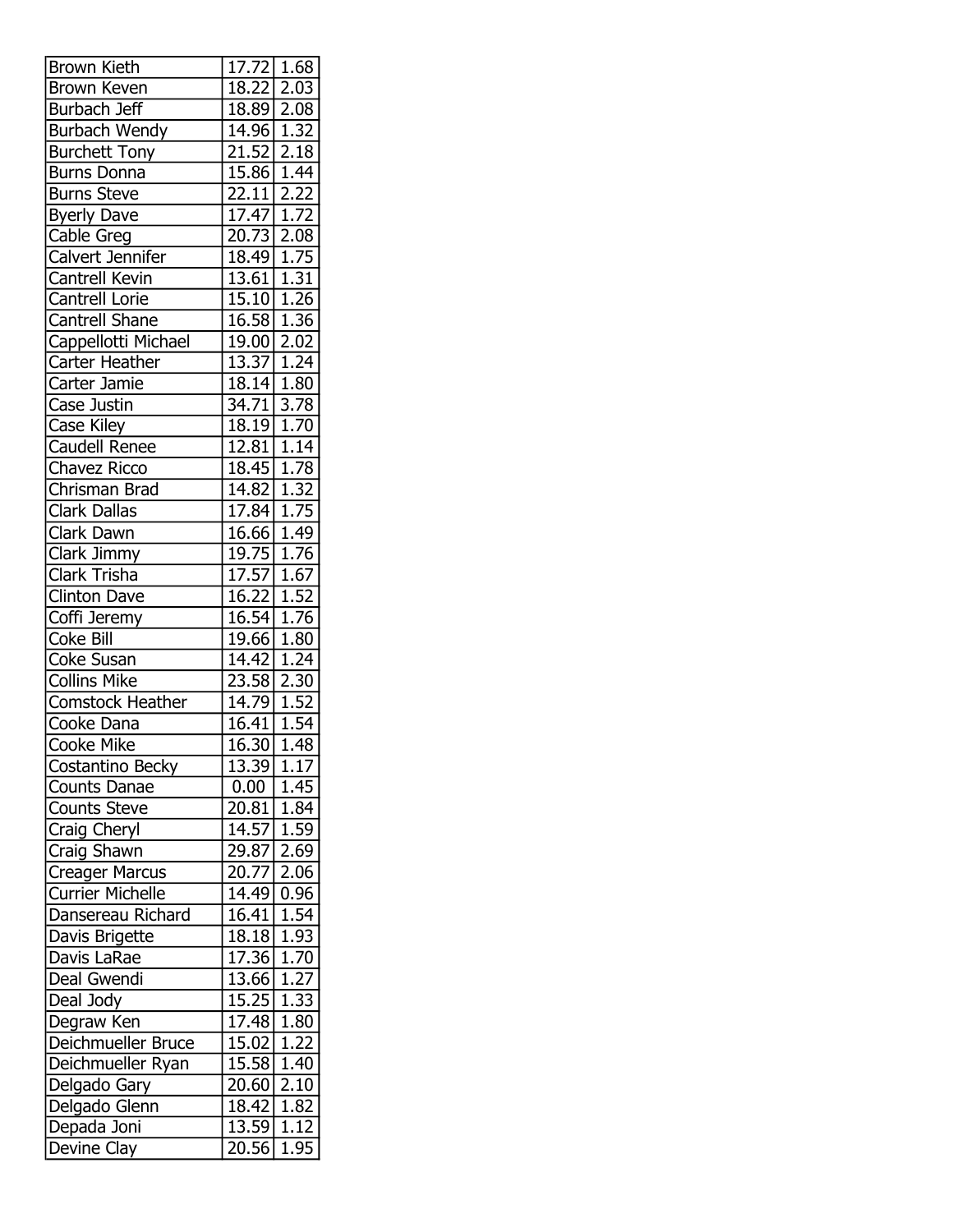| | | |
|---|---|---|
| Brown Kieth | 17.72 | 1.68 |
| Brown Keven | 18.22 | 2.03 |
| Burbach Jeff | 18.89 | 2.08 |
| Burbach Wendy | 14.96 | 1.32 |
| Burchett Tony | 21.52 | 2.18 |
| Burns Donna | 15.86 | 1.44 |
| Burns Steve | 22.11 | 2.22 |
| Byerly Dave | 17.47 | 1.72 |
| Cable Greg | 20.73 | 2.08 |
| Calvert Jennifer | 18.49 | 1.75 |
| Cantrell Kevin | 13.61 | 1.31 |
| Cantrell Lorie | 15.10 | 1.26 |
| Cantrell Shane | 16.58 | 1.36 |
| Cappellotti Michael | 19.00 | 2.02 |
| Carter Heather | 13.37 | 1.24 |
| Carter Jamie | 18.14 | 1.80 |
| Case Justin | 34.71 | 3.78 |
| Case Kiley | 18.19 | 1.70 |
| Caudell Renee | 12.81 | 1.14 |
| Chavez Ricco | 18.45 | 1.78 |
| Chrisman Brad | 14.82 | 1.32 |
| Clark Dallas | 17.84 | 1.75 |
| Clark Dawn | 16.66 | 1.49 |
| Clark Jimmy | 19.75 | 1.76 |
| Clark Trisha | 17.57 | 1.67 |
| Clinton Dave | 16.22 | 1.52 |
| Coffi Jeremy | 16.54 | 1.76 |
| Coke Bill | 19.66 | 1.80 |
| Coke Susan | 14.42 | 1.24 |
| Collins Mike | 23.58 | 2.30 |
| Comstock Heather | 14.79 | 1.52 |
| Cooke Dana | 16.41 | 1.54 |
| Cooke Mike | 16.30 | 1.48 |
| Costantino Becky | 13.39 | 1.17 |
| Counts Danae | 0.00 | 1.45 |
| Counts Steve | 20.81 | 1.84 |
| Craig Cheryl | 14.57 | 1.59 |
| Craig Shawn | 29.87 | 2.69 |
| Creager Marcus | 20.77 | 2.06 |
| Currier Michelle | 14.49 | 0.96 |
| Dansereau Richard | 16.41 | 1.54 |
| Davis Brigette | 18.18 | 1.93 |
| Davis LaRae | 17.36 | 1.70 |
| Deal Gwendi | 13.66 | 1.27 |
| Deal Jody | 15.25 | 1.33 |
| Degraw Ken | 17.48 | 1.80 |
| Deichmueller Bruce | 15.02 | 1.22 |
| Deichmueller Ryan | 15.58 | 1.40 |
| Delgado Gary | 20.60 | 2.10 |
| Delgado Glenn | 18.42 | 1.82 |
| Depada Joni | 13.59 | 1.12 |
| Devine Clay | 20.56 | 1.95 |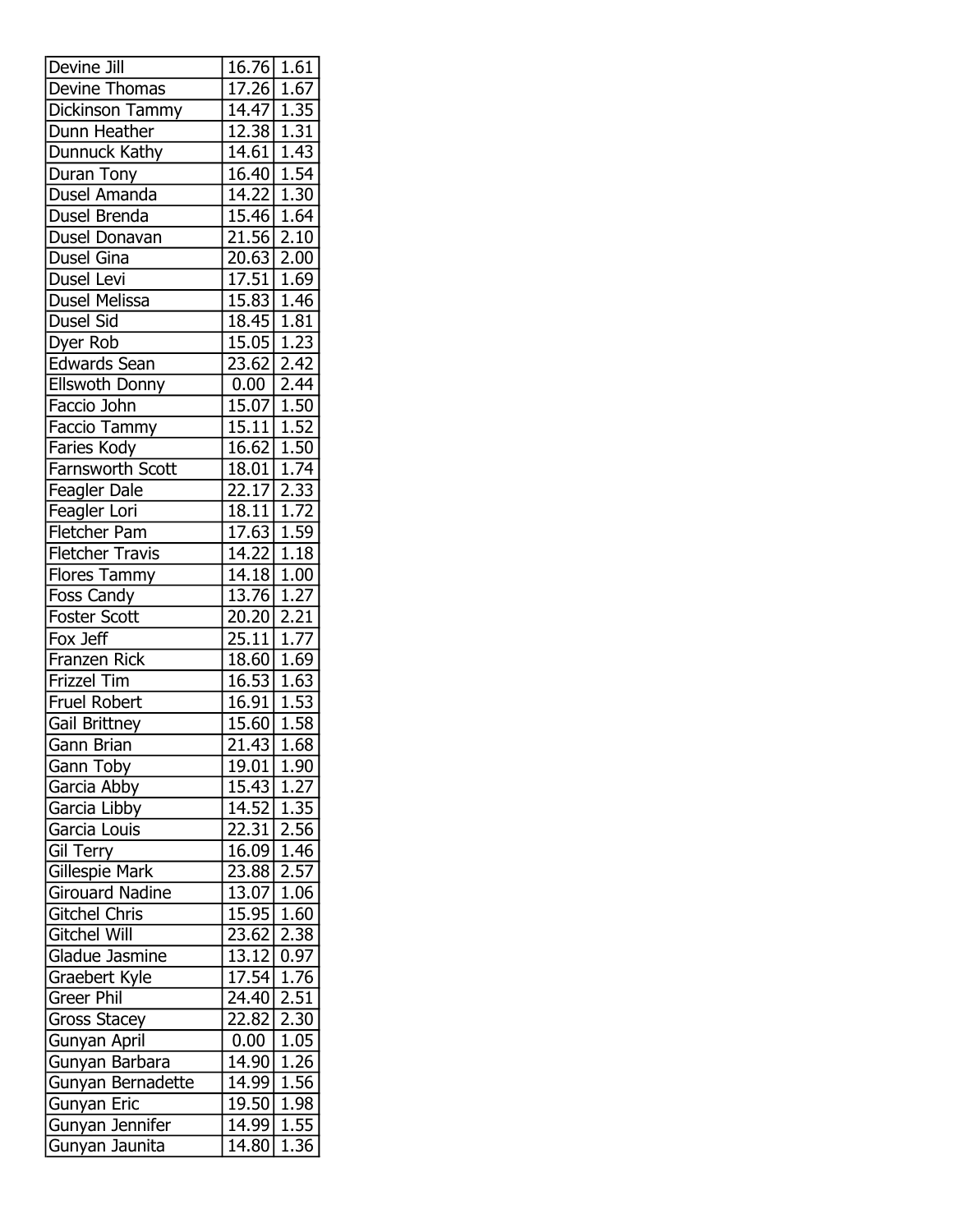| | | |
|---|---|---|
| Devine Jill | 16.76 | 1.61 |
| Devine Thomas | 17.26 | 1.67 |
| Dickinson Tammy | 14.47 | 1.35 |
| Dunn Heather | 12.38 | 1.31 |
| Dunnuck Kathy | 14.61 | 1.43 |
| Duran Tony | 16.40 | 1.54 |
| Dusel Amanda | 14.22 | 1.30 |
| Dusel Brenda | 15.46 | 1.64 |
| Dusel Donavan | 21.56 | 2.10 |
| Dusel Gina | 20.63 | 2.00 |
| Dusel Levi | 17.51 | 1.69 |
| Dusel Melissa | 15.83 | 1.46 |
| Dusel Sid | 18.45 | 1.81 |
| Dyer Rob | 15.05 | 1.23 |
| Edwards Sean | 23.62 | 2.42 |
| Ellswoth Donny | 0.00 | 2.44 |
| Faccio John | 15.07 | 1.50 |
| Faccio Tammy | 15.11 | 1.52 |
| Faries Kody | 16.62 | 1.50 |
| Farnsworth Scott | 18.01 | 1.74 |
| Feagler Dale | 22.17 | 2.33 |
| Feagler Lori | 18.11 | 1.72 |
| Fletcher Pam | 17.63 | 1.59 |
| Fletcher Travis | 14.22 | 1.18 |
| Flores Tammy | 14.18 | 1.00 |
| Foss Candy | 13.76 | 1.27 |
| Foster Scott | 20.20 | 2.21 |
| Fox Jeff | 25.11 | 1.77 |
| Franzen Rick | 18.60 | 1.69 |
| Frizzel Tim | 16.53 | 1.63 |
| Fruel Robert | 16.91 | 1.53 |
| Gail Brittney | 15.60 | 1.58 |
| Gann Brian | 21.43 | 1.68 |
| Gann Toby | 19.01 | 1.90 |
| Garcia Abby | 15.43 | 1.27 |
| Garcia Libby | 14.52 | 1.35 |
| Garcia Louis | 22.31 | 2.56 |
| Gil Terry | 16.09 | 1.46 |
| Gillespie Mark | 23.88 | 2.57 |
| Girouard Nadine | 13.07 | 1.06 |
| Gitchel Chris | 15.95 | 1.60 |
| Gitchel Will | 23.62 | 2.38 |
| Gladue Jasmine | 13.12 | 0.97 |
| Graebert Kyle | 17.54 | 1.76 |
| Greer Phil | 24.40 | 2.51 |
| Gross Stacey | 22.82 | 2.30 |
| Gunyan April | 0.00 | 1.05 |
| Gunyan Barbara | 14.90 | 1.26 |
| Gunyan Bernadette | 14.99 | 1.56 |
| Gunyan Eric | 19.50 | 1.98 |
| Gunyan Jennifer | 14.99 | 1.55 |
| Gunyan Jaunita | 14.80 | 1.36 |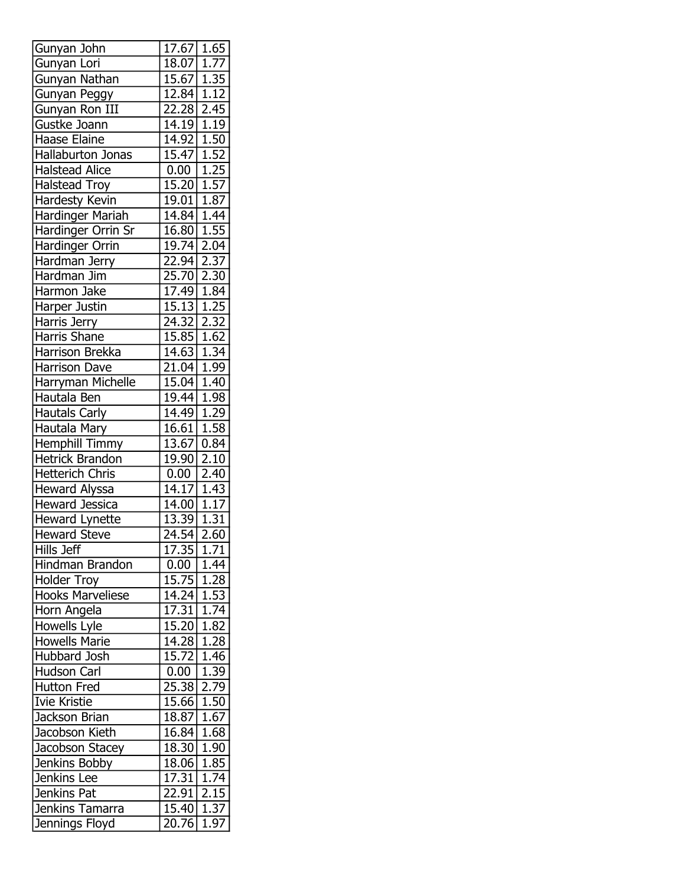| | | |
|---|---|---|
| Gunyan John | 17.67 | 1.65 |
| Gunyan Lori | 18.07 | 1.77 |
| Gunyan Nathan | 15.67 | 1.35 |
| Gunyan Peggy | 12.84 | 1.12 |
| Gunyan Ron III | 22.28 | 2.45 |
| Gustke Joann | 14.19 | 1.19 |
| Haase Elaine | 14.92 | 1.50 |
| Hallaburton Jonas | 15.47 | 1.52 |
| Halstead Alice | 0.00 | 1.25 |
| Halstead Troy | 15.20 | 1.57 |
| Hardesty Kevin | 19.01 | 1.87 |
| Hardinger Mariah | 14.84 | 1.44 |
| Hardinger Orrin Sr | 16.80 | 1.55 |
| Hardinger Orrin | 19.74 | 2.04 |
| Hardman Jerry | 22.94 | 2.37 |
| Hardman Jim | 25.70 | 2.30 |
| Harmon Jake | 17.49 | 1.84 |
| Harper Justin | 15.13 | 1.25 |
| Harris Jerry | 24.32 | 2.32 |
| Harris Shane | 15.85 | 1.62 |
| Harrison Brekka | 14.63 | 1.34 |
| Harrison Dave | 21.04 | 1.99 |
| Harryman Michelle | 15.04 | 1.40 |
| Hautala Ben | 19.44 | 1.98 |
| Hautals Carly | 14.49 | 1.29 |
| Hautala Mary | 16.61 | 1.58 |
| Hemphill Timmy | 13.67 | 0.84 |
| Hetrick Brandon | 19.90 | 2.10 |
| Hetterich Chris | 0.00 | 2.40 |
| Heward Alyssa | 14.17 | 1.43 |
| Heward Jessica | 14.00 | 1.17 |
| Heward Lynette | 13.39 | 1.31 |
| Heward Steve | 24.54 | 2.60 |
| Hills Jeff | 17.35 | 1.71 |
| Hindman Brandon | 0.00 | 1.44 |
| Holder Troy | 15.75 | 1.28 |
| Hooks Marveliese | 14.24 | 1.53 |
| Horn Angela | 17.31 | 1.74 |
| Howells Lyle | 15.20 | 1.82 |
| Howells Marie | 14.28 | 1.28 |
| Hubbard Josh | 15.72 | 1.46 |
| Hudson Carl | 0.00 | 1.39 |
| Hutton Fred | 25.38 | 2.79 |
| Ivie Kristie | 15.66 | 1.50 |
| Jackson Brian | 18.87 | 1.67 |
| Jacobson Kieth | 16.84 | 1.68 |
| Jacobson Stacey | 18.30 | 1.90 |
| Jenkins Bobby | 18.06 | 1.85 |
| Jenkins Lee | 17.31 | 1.74 |
| Jenkins Pat | 22.91 | 2.15 |
| Jenkins Tamarra | 15.40 | 1.37 |
| Jennings Floyd | 20.76 | 1.97 |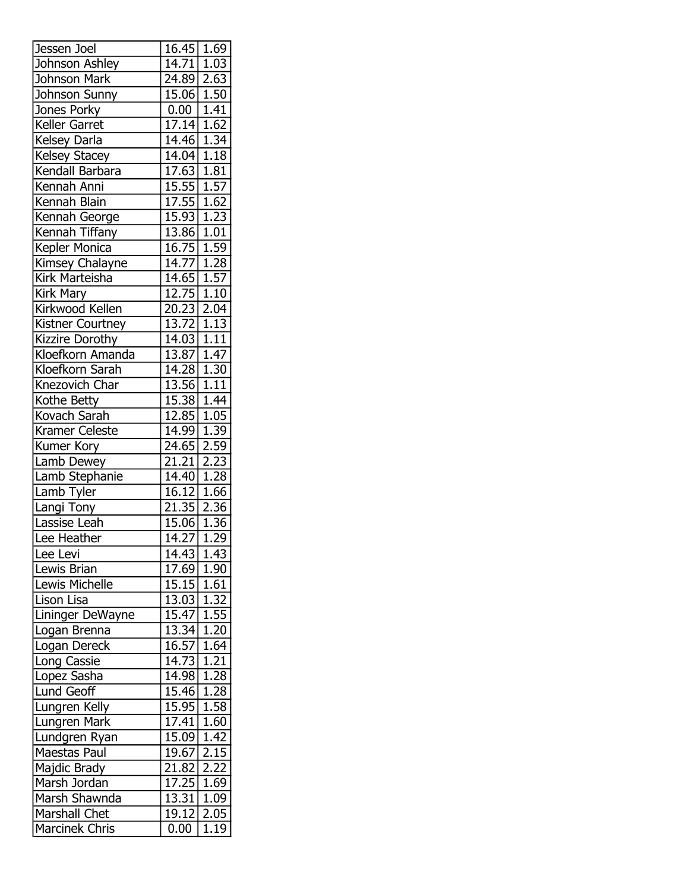| Jessen Joel | 16.45 | 1.69 |
|---|---|---|
| Johnson Ashley | 14.71 | 1.03 |
| Johnson Mark | 24.89 | 2.63 |
| Johnson Sunny | 15.06 | 1.50 |
| Jones Porky | 0.00 | 1.41 |
| Keller Garret | 17.14 | 1.62 |
| Kelsey Darla | 14.46 | 1.34 |
| Kelsey Stacey | 14.04 | 1.18 |
| Kendall Barbara | 17.63 | 1.81 |
| Kennah Anni | 15.55 | 1.57 |
| Kennah Blain | 17.55 | 1.62 |
| Kennah George | 15.93 | 1.23 |
| Kennah Tiffany | 13.86 | 1.01 |
| Kepler Monica | 16.75 | 1.59 |
| Kimsey Chalayne | 14.77 | 1.28 |
| Kirk Marteisha | 14.65 | 1.57 |
| Kirk Mary | 12.75 | 1.10 |
| Kirkwood Kellen | 20.23 | 2.04 |
| Kistner Courtney | 13.72 | 1.13 |
| Kizzire Dorothy | 14.03 | 1.11 |
| Kloefkorn Amanda | 13.87 | 1.47 |
| Kloefkorn Sarah | 14.28 | 1.30 |
| Knezovich Char | 13.56 | 1.11 |
| Kothe Betty | 15.38 | 1.44 |
| Kovach Sarah | 12.85 | 1.05 |
| Kramer Celeste | 14.99 | 1.39 |
| Kumer Kory | 24.65 | 2.59 |
| Lamb Dewey | 21.21 | 2.23 |
| Lamb Stephanie | 14.40 | 1.28 |
| Lamb Tyler | 16.12 | 1.66 |
| Langi Tony | 21.35 | 2.36 |
| Lassise Leah | 15.06 | 1.36 |
| Lee Heather | 14.27 | 1.29 |
| Lee Levi | 14.43 | 1.43 |
| Lewis Brian | 17.69 | 1.90 |
| Lewis Michelle | 15.15 | 1.61 |
| Lison Lisa | 13.03 | 1.32 |
| Lininger DeWayne | 15.47 | 1.55 |
| Logan Brenna | 13.34 | 1.20 |
| Logan Dereck | 16.57 | 1.64 |
| Long Cassie | 14.73 | 1.21 |
| Lopez Sasha | 14.98 | 1.28 |
| Lund Geoff | 15.46 | 1.28 |
| Lungren Kelly | 15.95 | 1.58 |
| Lungren Mark | 17.41 | 1.60 |
| Lundgren Ryan | 15.09 | 1.42 |
| Maestas Paul | 19.67 | 2.15 |
| Majdic Brady | 21.82 | 2.22 |
| Marsh Jordan | 17.25 | 1.69 |
| Marsh Shawnda | 13.31 | 1.09 |
| Marshall Chet | 19.12 | 2.05 |
| Marcinek Chris | 0.00 | 1.19 |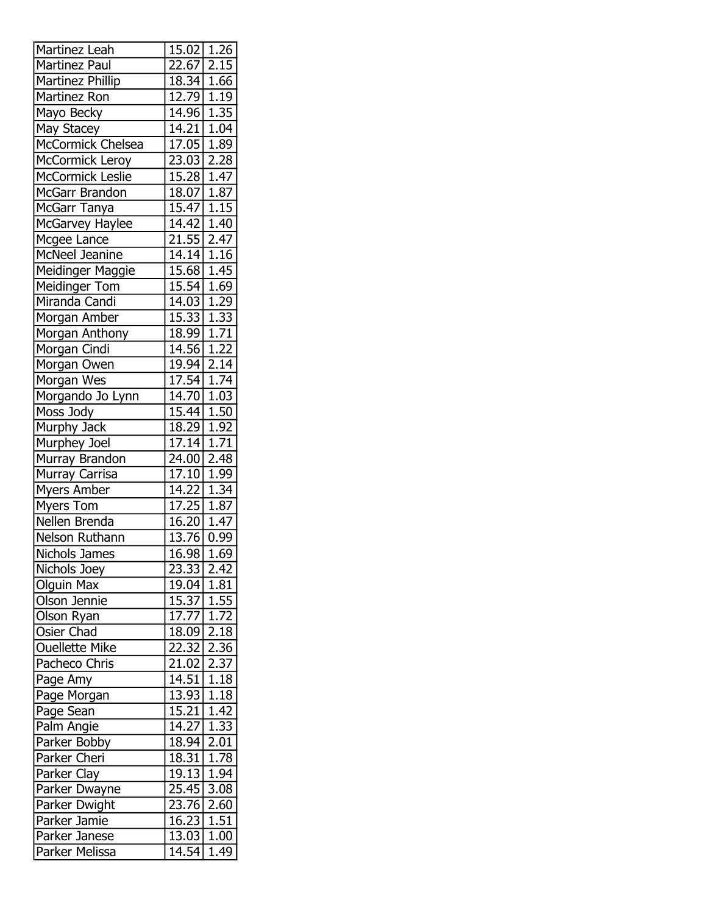| Martinez Leah | 15.02 | 1.26 |
| --- | --- | --- |
| Martinez Paul | 22.67 | 2.15 |
| Martinez Phillip | 18.34 | 1.66 |
| Martinez Ron | 12.79 | 1.19 |
| Mayo Becky | 14.96 | 1.35 |
| May Stacey | 14.21 | 1.04 |
| McCormick Chelsea | 17.05 | 1.89 |
| McCormick Leroy | 23.03 | 2.28 |
| McCormick Leslie | 15.28 | 1.47 |
| McGarr Brandon | 18.07 | 1.87 |
| McGarr Tanya | 15.47 | 1.15 |
| McGarvey Haylee | 14.42 | 1.40 |
| Mcgee Lance | 21.55 | 2.47 |
| McNeel Jeanine | 14.14 | 1.16 |
| Meidinger Maggie | 15.68 | 1.45 |
| Meidinger Tom | 15.54 | 1.69 |
| Miranda Candi | 14.03 | 1.29 |
| Morgan Amber | 15.33 | 1.33 |
| Morgan Anthony | 18.99 | 1.71 |
| Morgan Cindi | 14.56 | 1.22 |
| Morgan Owen | 19.94 | 2.14 |
| Morgan Wes | 17.54 | 1.74 |
| Morgando Jo Lynn | 14.70 | 1.03 |
| Moss Jody | 15.44 | 1.50 |
| Murphy Jack | 18.29 | 1.92 |
| Murphey Joel | 17.14 | 1.71 |
| Murray Brandon | 24.00 | 2.48 |
| Murray Carrisa | 17.10 | 1.99 |
| Myers Amber | 14.22 | 1.34 |
| Myers Tom | 17.25 | 1.87 |
| Nellen Brenda | 16.20 | 1.47 |
| Nelson Ruthann | 13.76 | 0.99 |
| Nichols James | 16.98 | 1.69 |
| Nichols Joey | 23.33 | 2.42 |
| Olguin Max | 19.04 | 1.81 |
| Olson Jennie | 15.37 | 1.55 |
| Olson Ryan | 17.77 | 1.72 |
| Osier Chad | 18.09 | 2.18 |
| Ouellette Mike | 22.32 | 2.36 |
| Pacheco Chris | 21.02 | 2.37 |
| Page Amy | 14.51 | 1.18 |
| Page Morgan | 13.93 | 1.18 |
| Page Sean | 15.21 | 1.42 |
| Palm Angie | 14.27 | 1.33 |
| Parker Bobby | 18.94 | 2.01 |
| Parker Cheri | 18.31 | 1.78 |
| Parker Clay | 19.13 | 1.94 |
| Parker Dwayne | 25.45 | 3.08 |
| Parker Dwight | 23.76 | 2.60 |
| Parker Jamie | 16.23 | 1.51 |
| Parker Janese | 13.03 | 1.00 |
| Parker Melissa | 14.54 | 1.49 |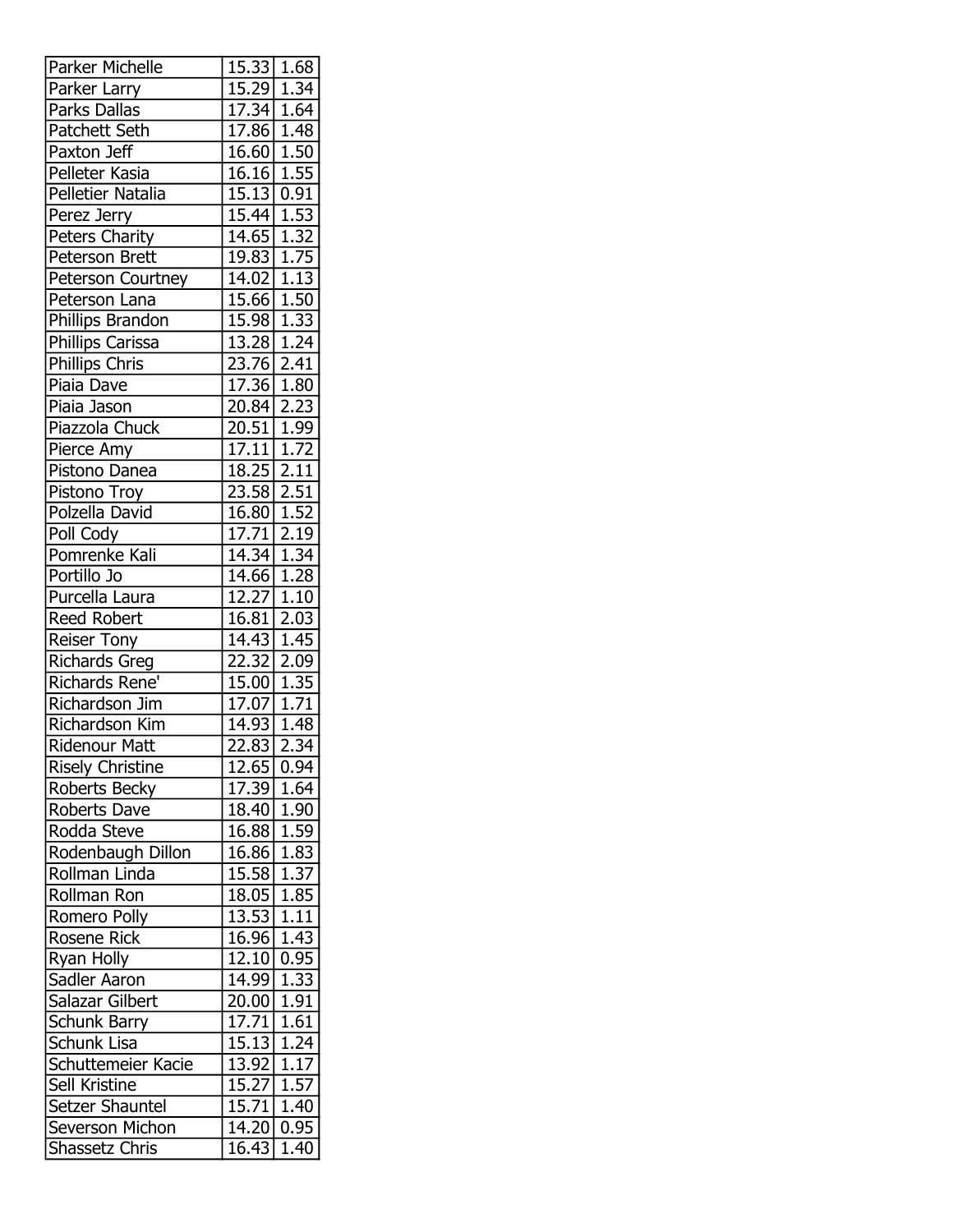| Parker Michelle | 15.33 | 1.68 |
|---|---|---|
| Parker Larry | 15.29 | 1.34 |
| Parks Dallas | 17.34 | 1.64 |
| Patchett Seth | 17.86 | 1.48 |
| Paxton Jeff | 16.60 | 1.50 |
| Pelleter Kasia | 16.16 | 1.55 |
| Pelletier Natalia | 15.13 | 0.91 |
| Perez Jerry | 15.44 | 1.53 |
| Peters Charity | 14.65 | 1.32 |
| Peterson Brett | 19.83 | 1.75 |
| Peterson Courtney | 14.02 | 1.13 |
| Peterson Lana | 15.66 | 1.50 |
| Phillips Brandon | 15.98 | 1.33 |
| Phillips Carissa | 13.28 | 1.24 |
| Phillips Chris | 23.76 | 2.41 |
| Piaia Dave | 17.36 | 1.80 |
| Piaia Jason | 20.84 | 2.23 |
| Piazzola Chuck | 20.51 | 1.99 |
| Pierce Amy | 17.11 | 1.72 |
| Pistono Danea | 18.25 | 2.11 |
| Pistono Troy | 23.58 | 2.51 |
| Polzella David | 16.80 | 1.52 |
| Poll Cody | 17.71 | 2.19 |
| Pomrenke Kali | 14.34 | 1.34 |
| Portillo Jo | 14.66 | 1.28 |
| Purcella Laura | 12.27 | 1.10 |
| Reed Robert | 16.81 | 2.03 |
| Reiser Tony | 14.43 | 1.45 |
| Richards Greg | 22.32 | 2.09 |
| Richards Rene' | 15.00 | 1.35 |
| Richardson Jim | 17.07 | 1.71 |
| Richardson Kim | 14.93 | 1.48 |
| Ridenour Matt | 22.83 | 2.34 |
| Risely Christine | 12.65 | 0.94 |
| Roberts Becky | 17.39 | 1.64 |
| Roberts Dave | 18.40 | 1.90 |
| Rodda Steve | 16.88 | 1.59 |
| Rodenbaugh Dillon | 16.86 | 1.83 |
| Rollman Linda | 15.58 | 1.37 |
| Rollman Ron | 18.05 | 1.85 |
| Romero Polly | 13.53 | 1.11 |
| Rosene Rick | 16.96 | 1.43 |
| Ryan Holly | 12.10 | 0.95 |
| Sadler Aaron | 14.99 | 1.33 |
| Salazar Gilbert | 20.00 | 1.91 |
| Schunk Barry | 17.71 | 1.61 |
| Schunk Lisa | 15.13 | 1.24 |
| Schuttemeier Kacie | 13.92 | 1.17 |
| Sell Kristine | 15.27 | 1.57 |
| Setzer Shauntel | 15.71 | 1.40 |
| Severson Michon | 14.20 | 0.95 |
| Shassetz Chris | 16.43 | 1.40 |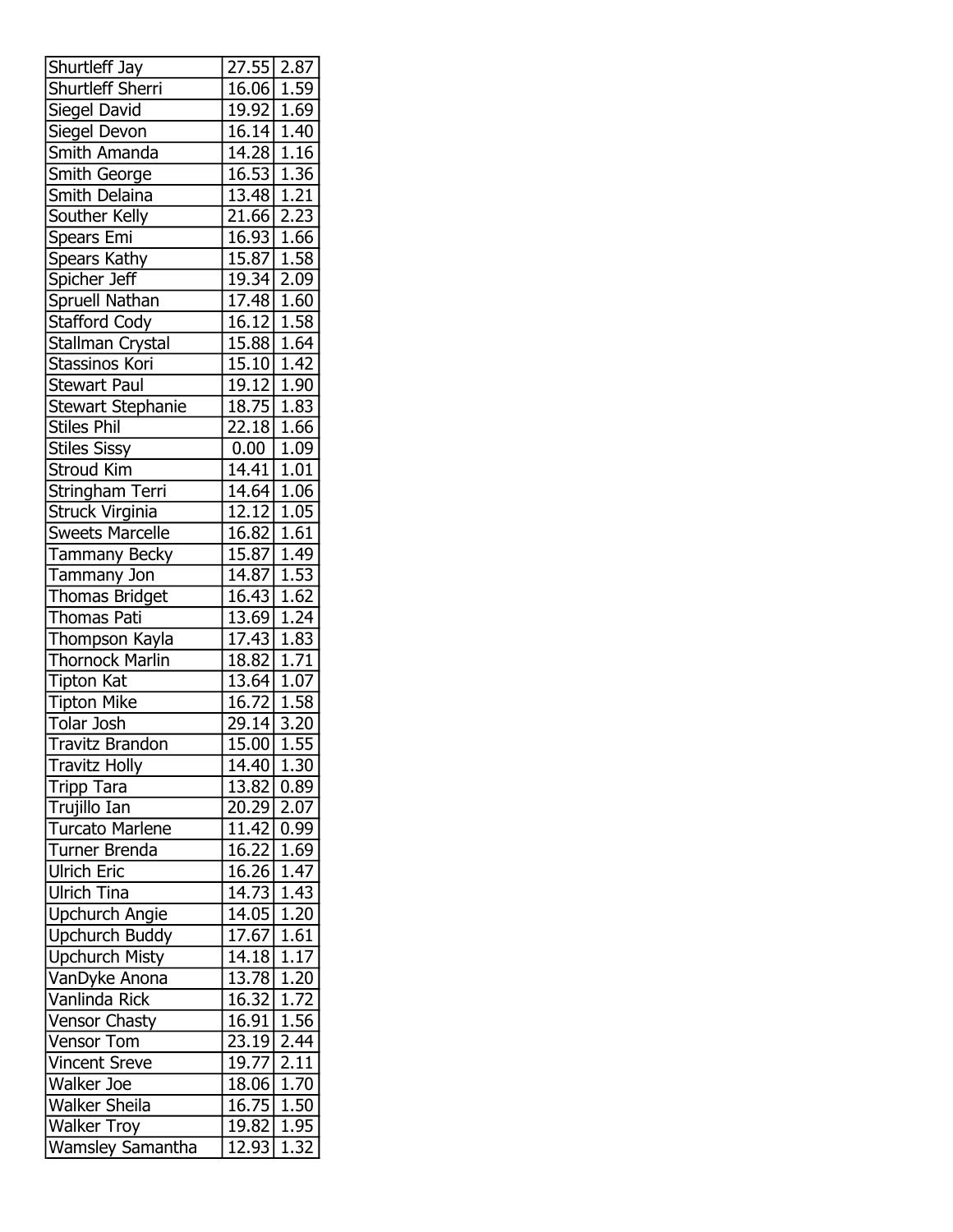| | | |
|---|---|---|
| Shurtleff Jay | 27.55 | 2.87 |
| Shurtleff Sherri | 16.06 | 1.59 |
| Siegel David | 19.92 | 1.69 |
| Siegel Devon | 16.14 | 1.40 |
| Smith Amanda | 14.28 | 1.16 |
| Smith George | 16.53 | 1.36 |
| Smith Delaina | 13.48 | 1.21 |
| Souther Kelly | 21.66 | 2.23 |
| Spears Emi | 16.93 | 1.66 |
| Spears Kathy | 15.87 | 1.58 |
| Spicher Jeff | 19.34 | 2.09 |
| Spruell Nathan | 17.48 | 1.60 |
| Stafford Cody | 16.12 | 1.58 |
| Stallman Crystal | 15.88 | 1.64 |
| Stassinos Kori | 15.10 | 1.42 |
| Stewart Paul | 19.12 | 1.90 |
| Stewart Stephanie | 18.75 | 1.83 |
| Stiles Phil | 22.18 | 1.66 |
| Stiles Sissy | 0.00 | 1.09 |
| Stroud Kim | 14.41 | 1.01 |
| Stringham Terri | 14.64 | 1.06 |
| Struck Virginia | 12.12 | 1.05 |
| Sweets Marcelle | 16.82 | 1.61 |
| Tammany Becky | 15.87 | 1.49 |
| Tammany Jon | 14.87 | 1.53 |
| Thomas Bridget | 16.43 | 1.62 |
| Thomas Pati | 13.69 | 1.24 |
| Thompson Kayla | 17.43 | 1.83 |
| Thornock Marlin | 18.82 | 1.71 |
| Tipton Kat | 13.64 | 1.07 |
| Tipton Mike | 16.72 | 1.58 |
| Tolar Josh | 29.14 | 3.20 |
| Travitz Brandon | 15.00 | 1.55 |
| Travitz Holly | 14.40 | 1.30 |
| Tripp Tara | 13.82 | 0.89 |
| Trujillo Ian | 20.29 | 2.07 |
| Turcato Marlene | 11.42 | 0.99 |
| Turner Brenda | 16.22 | 1.69 |
| Ulrich Eric | 16.26 | 1.47 |
| Ulrich Tina | 14.73 | 1.43 |
| Upchurch Angie | 14.05 | 1.20 |
| Upchurch Buddy | 17.67 | 1.61 |
| Upchurch Misty | 14.18 | 1.17 |
| VanDyke Anona | 13.78 | 1.20 |
| Vanlinda Rick | 16.32 | 1.72 |
| Vensor Chasty | 16.91 | 1.56 |
| Vensor Tom | 23.19 | 2.44 |
| Vincent Sreve | 19.77 | 2.11 |
| Walker Joe | 18.06 | 1.70 |
| Walker Sheila | 16.75 | 1.50 |
| Walker Troy | 19.82 | 1.95 |
| Wamsley Samantha | 12.93 | 1.32 |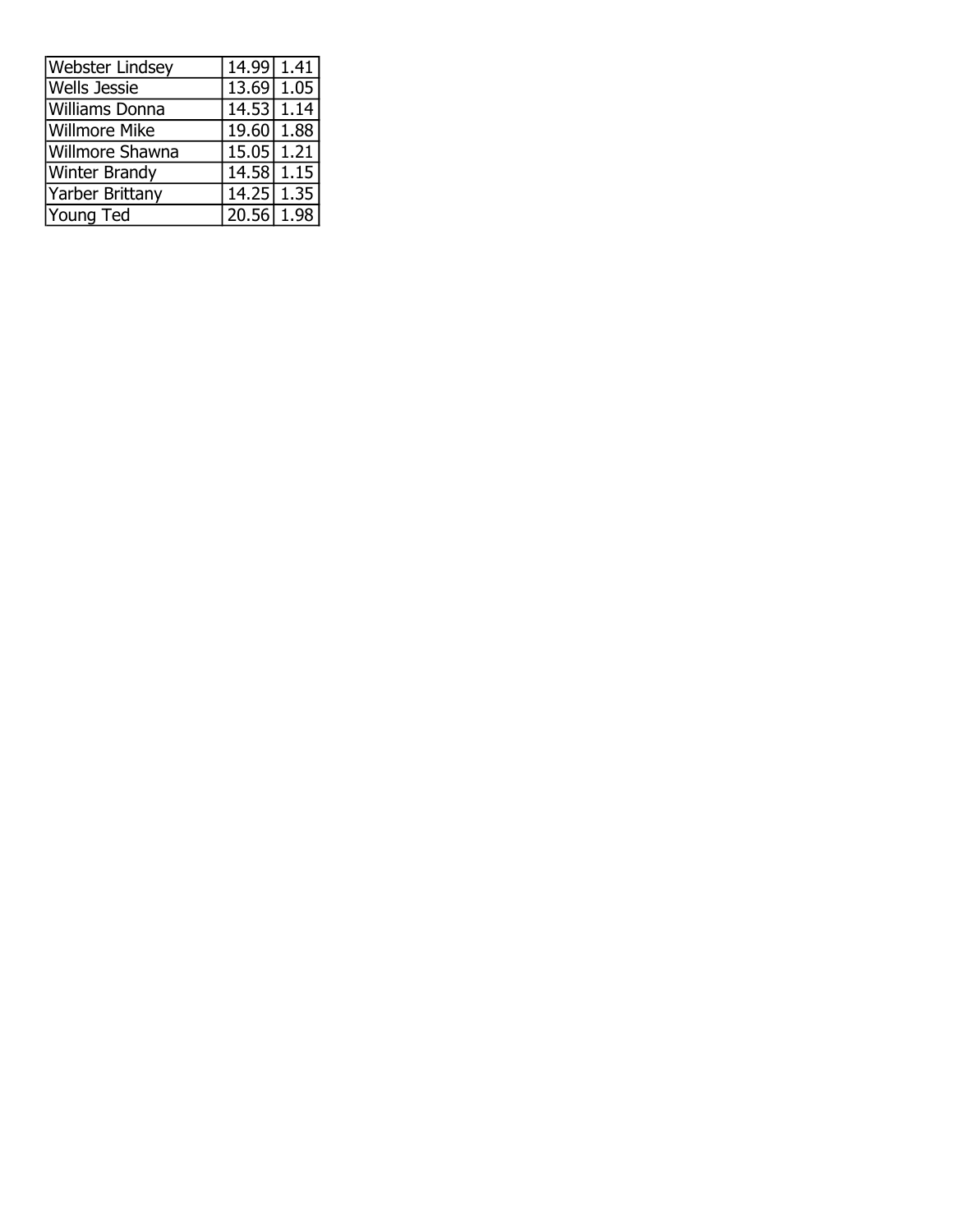| | | |
|---|---|---|
| Webster Lindsey | 14.99 | 1.41 |
| Wells Jessie | 13.69 | 1.05 |
| Williams Donna | 14.53 | 1.14 |
| Willmore Mike | 19.60 | 1.88 |
| Willmore Shawna | 15.05 | 1.21 |
| Winter Brandy | 14.58 | 1.15 |
| Yarber Brittany | 14.25 | 1.35 |
| Young Ted | 20.56 | 1.98 |